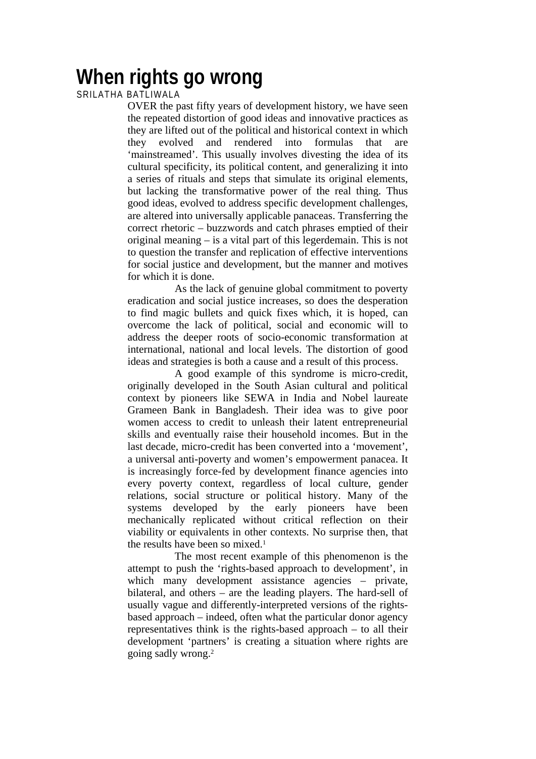# When rights go wrong

SRILATHA BATLIWALA

OVER the past fifty years of development history, we have seen the repeated distortion of good ideas and innovative practices as they are lifted out of the political and historical context in which they evolved and rendered into formulas that are 'mainstreamed'. This usually involves divesting the idea of its cultural specificity, its political content, and generalizing it into a series of rituals and steps that simulate its original elements, but lacking the transformative power of the real thing. Thus good ideas, evolved to address specific development challenges, are altered into universally applicable panaceas. Transferring the correct rhetoric – buzzwords and catch phrases emptied of their original meaning – is a vital part of this legerdemain. This is not to question the transfer and replication of effective interventions for social justice and development, but the manner and motives for which it is done.

As the lack of genuine global commitment to poverty eradication and social justice increases, so does the desperation to find magic bullets and quick fixes which, it is hoped, can overcome the lack of political, social and economic will to address the deeper roots of socio-economic transformation at international, national and local levels. The distortion of good ideas and strategies is both a cause and a result of this process.

A good example of this syndrome is micro-credit, originally developed in the South Asian cultural and political context by pioneers like SEWA in India and Nobel laureate Grameen Bank in Bangladesh. Their idea was to give poor women access to credit to unleash their latent entrepreneurial skills and eventually raise their household incomes. But in the last decade, micro-credit has been converted into a 'movement', a universal anti-poverty and women's empowerment panacea. It is increasingly force-fed by development finance agencies into every poverty context, regardless of local culture, gender relations, social structure or political history. Many of the systems developed by the early pioneers have been mechanically replicated without critical reflection on their viability or equivalents in other contexts. No surprise then, that the results have been so mixed.[1]

The most recent example of this phenomenon is the attempt to push the 'rights-based approach to development', in which many development assistance agencies – private, bilateral, and others – are the leading players. The hard-sell of usually vague and differently-interpreted versions of the rights-based approach – indeed, often what the particular donor agency representatives think is the rights-based approach – to all their development 'partners' is creating a situation where rights are going sadly wrong.[2]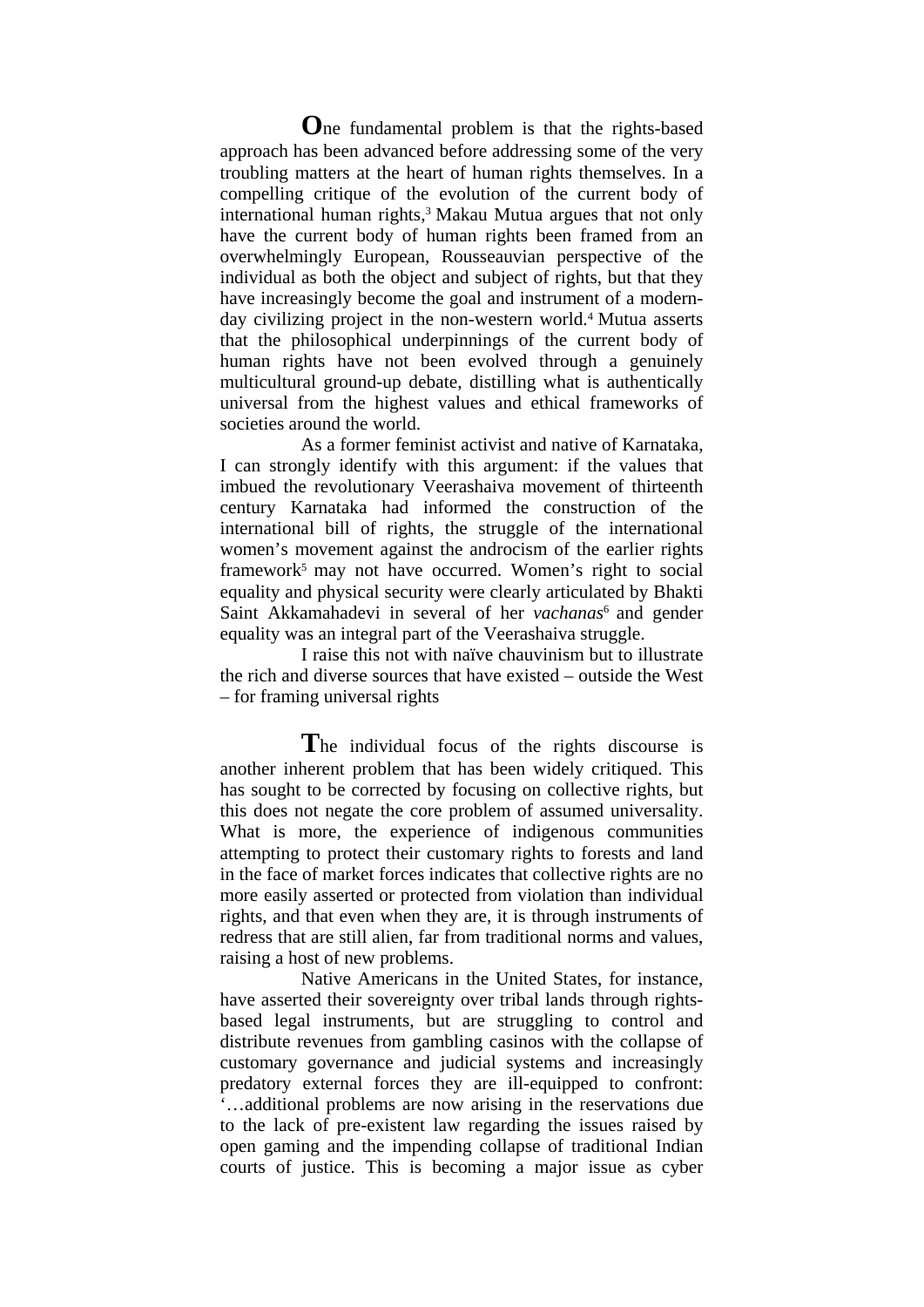One fundamental problem is that the rights-based approach has been advanced before addressing some of the very troubling matters at the heart of human rights themselves. In a compelling critique of the evolution of the current body of international human rights,[3] Makau Mutua argues that not only have the current body of human rights been framed from an overwhelmingly European, Rousseauvian perspective of the individual as both the object and subject of rights, but that they have increasingly become the goal and instrument of a modern-day civilizing project in the non-western world.[4] Mutua asserts that the philosophical underpinnings of the current body of human rights have not been evolved through a genuinely multicultural ground-up debate, distilling what is authentically universal from the highest values and ethical frameworks of societies around the world.

As a former feminist activist and native of Karnataka, I can strongly identify with this argument: if the values that imbued the revolutionary Veerashaiva movement of thirteenth century Karnataka had informed the construction of the international bill of rights, the struggle of the international women's movement against the androcism of the earlier rights framework[5] may not have occurred. Women's right to social equality and physical security were clearly articulated by Bhakti Saint Akkamahadevi in several of her *vachanas*[6] and gender equality was an integral part of the Veerashaiva struggle.

I raise this not with naïve chauvinism but to illustrate the rich and diverse sources that have existed – outside the West – for framing universal rights

The individual focus of the rights discourse is another inherent problem that has been widely critiqued. This has sought to be corrected by focusing on collective rights, but this does not negate the core problem of assumed universality. What is more, the experience of indigenous communities attempting to protect their customary rights to forests and land in the face of market forces indicates that collective rights are no more easily asserted or protected from violation than individual rights, and that even when they are, it is through instruments of redress that are still alien, far from traditional norms and values, raising a host of new problems.

Native Americans in the United States, for instance, have asserted their sovereignty over tribal lands through rights-based legal instruments, but are struggling to control and distribute revenues from gambling casinos with the collapse of customary governance and judicial systems and increasingly predatory external forces they are ill-equipped to confront: '…additional problems are now arising in the reservations due to the lack of pre-existent law regarding the issues raised by open gaming and the impending collapse of traditional Indian courts of justice. This is becoming a major issue as cyber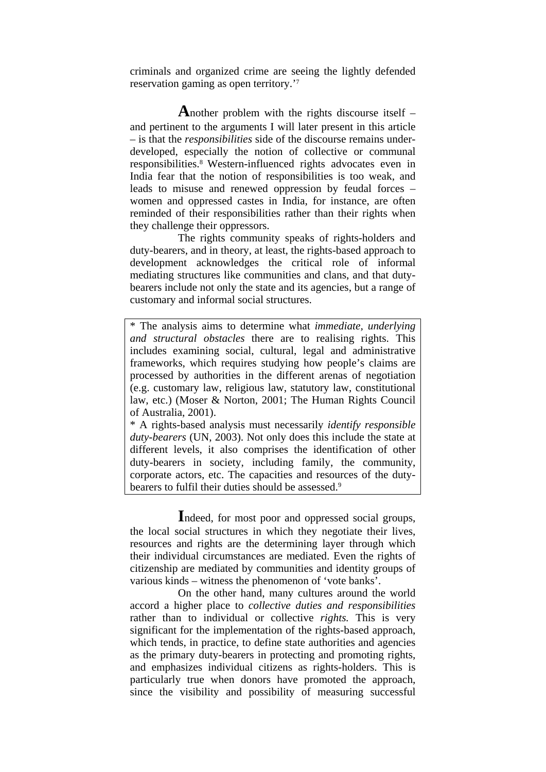criminals and organized crime are seeing the lightly defended reservation gaming as open territory.'[7]

Another problem with the rights discourse itself – and pertinent to the arguments I will later present in this article – is that the *responsibilities* side of the discourse remains under-developed, especially the notion of collective or communal responsibilities.[8] Western-influenced rights advocates even in India fear that the notion of responsibilities is too weak, and leads to misuse and renewed oppression by feudal forces – women and oppressed castes in India, for instance, are often reminded of their responsibilities rather than their rights when they challenge their oppressors.

The rights community speaks of rights-holders and duty-bearers, and in theory, at least, the rights-based approach to development acknowledges the critical role of informal mediating structures like communities and clans, and that duty-bearers include not only the state and its agencies, but a range of customary and informal social structures.

> * The analysis aims to determine what *immediate, underlying and structural obstacles* there are to realising rights. This includes examining social, cultural, legal and administrative frameworks, which requires studying how people's claims are processed by authorities in the different arenas of negotiation (e.g. customary law, religious law, statutory law, constitutional law, etc.) (Moser & Norton, 2001; The Human Rights Council of Australia, 2001).
> * A rights-based analysis must necessarily *identify responsible duty-bearers* (UN, 2003). Not only does this include the state at different levels, it also comprises the identification of other duty-bearers in society, including family, the community, corporate actors, etc. The capacities and resources of the duty-bearers to fulfil their duties should be assessed.[9]

Indeed, for most poor and oppressed social groups, the local social structures in which they negotiate their lives, resources and rights are the determining layer through which their individual circumstances are mediated. Even the rights of citizenship are mediated by communities and identity groups of various kinds – witness the phenomenon of 'vote banks'.

On the other hand, many cultures around the world accord a higher place to *collective duties and responsibilities* rather than to individual or collective *rights.* This is very significant for the implementation of the rights-based approach, which tends, in practice, to define state authorities and agencies as the primary duty-bearers in protecting and promoting rights, and emphasizes individual citizens as rights-holders. This is particularly true when donors have promoted the approach, since the visibility and possibility of measuring successful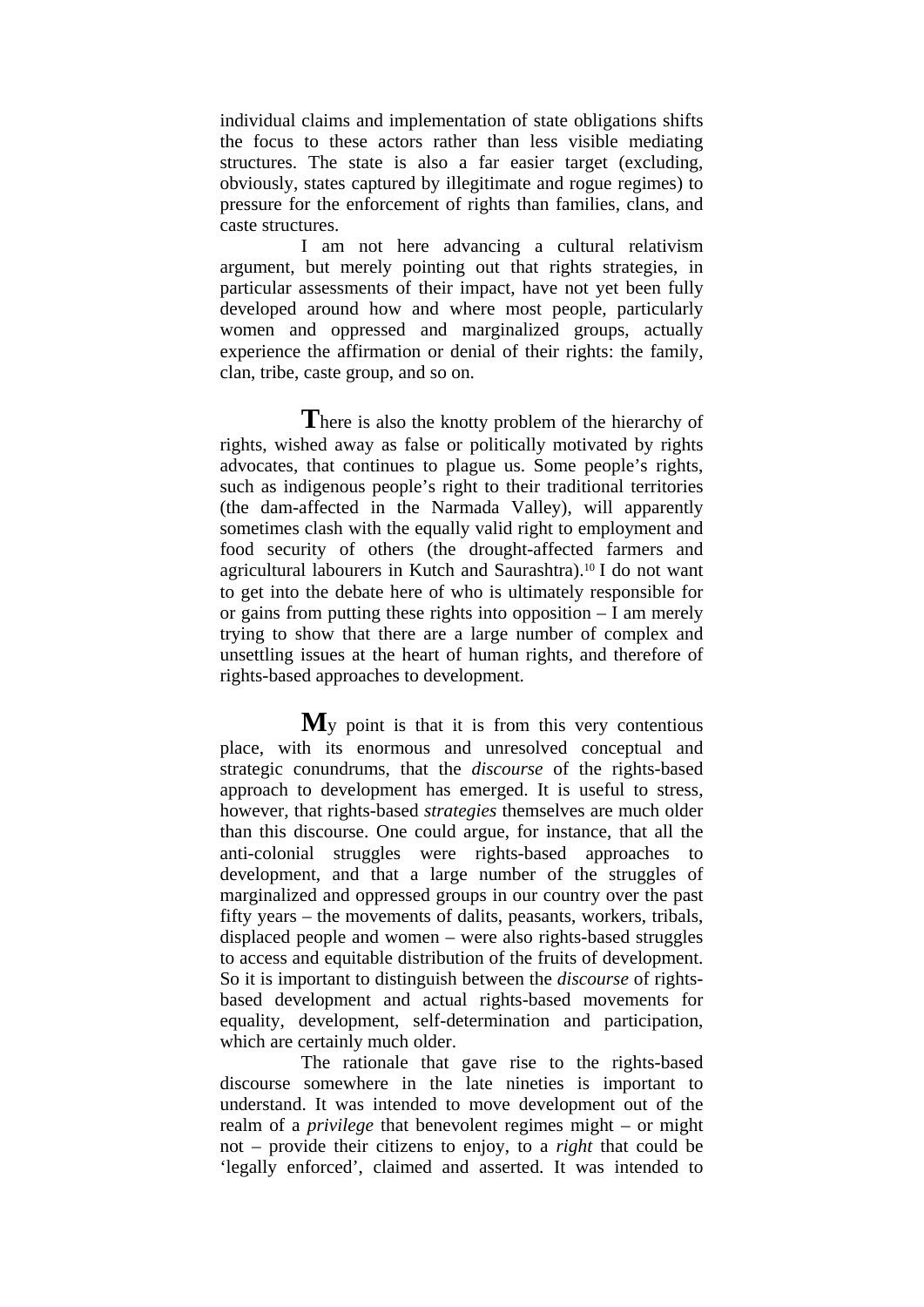individual claims and implementation of state obligations shifts the focus to these actors rather than less visible mediating structures. The state is also a far easier target (excluding, obviously, states captured by illegitimate and rogue regimes) to pressure for the enforcement of rights than families, clans, and caste structures.

I am not here advancing a cultural relativism argument, but merely pointing out that rights strategies, in particular assessments of their impact, have not yet been fully developed around how and where most people, particularly women and oppressed and marginalized groups, actually experience the affirmation or denial of their rights: the family, clan, tribe, caste group, and so on.

There is also the knotty problem of the hierarchy of rights, wished away as false or politically motivated by rights advocates, that continues to plague us. Some people's rights, such as indigenous people's right to their traditional territories (the dam-affected in the Narmada Valley), will apparently sometimes clash with the equally valid right to employment and food security of others (the drought-affected farmers and agricultural labourers in Kutch and Saurashtra).[10] I do not want to get into the debate here of who is ultimately responsible for or gains from putting these rights into opposition – I am merely trying to show that there are a large number of complex and unsettling issues at the heart of human rights, and therefore of rights-based approaches to development.

My point is that it is from this very contentious place, with its enormous and unresolved conceptual and strategic conundrums, that the *discourse* of the rights-based approach to development has emerged. It is useful to stress, however, that rights-based *strategies* themselves are much older than this discourse. One could argue, for instance, that all the anti-colonial struggles were rights-based approaches to development, and that a large number of the struggles of marginalized and oppressed groups in our country over the past fifty years – the movements of dalits, peasants, workers, tribals, displaced people and women – were also rights-based struggles to access and equitable distribution of the fruits of development. So it is important to distinguish between the *discourse* of rights-based development and actual rights-based movements for equality, development, self-determination and participation, which are certainly much older.

The rationale that gave rise to the rights-based discourse somewhere in the late nineties is important to understand. It was intended to move development out of the realm of a *privilege* that benevolent regimes might – or might not – provide their citizens to enjoy, to a *right* that could be 'legally enforced', claimed and asserted. It was intended to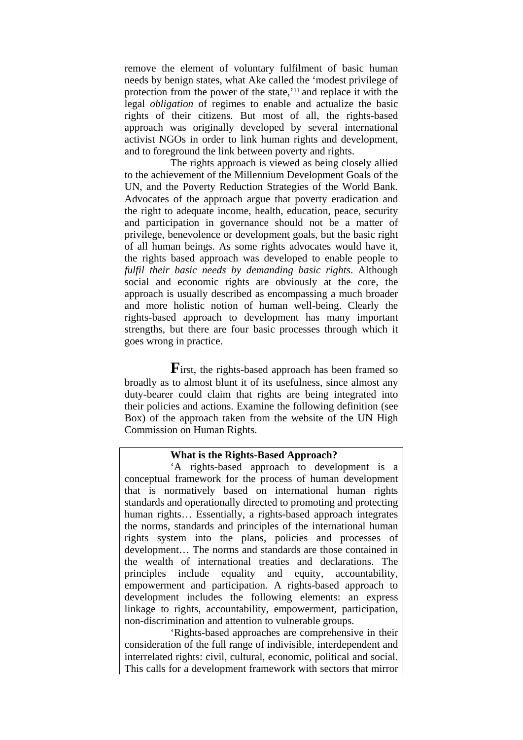remove the element of voluntary fulfilment of basic human needs by benign states, what Ake called the 'modest privilege of protection from the power of the state,'[11] and replace it with the legal *obligation* of regimes to enable and actualize the basic rights of their citizens. But most of all, the rights-based approach was originally developed by several international activist NGOs in order to link human rights and development, and to foreground the link between poverty and rights.

The rights approach is viewed as being closely allied to the achievement of the Millennium Development Goals of the UN, and the Poverty Reduction Strategies of the World Bank. Advocates of the approach argue that poverty eradication and the right to adequate income, health, education, peace, security and participation in governance should not be a matter of privilege, benevolence or development goals, but the basic right of all human beings. As some rights advocates would have it, the rights based approach was developed to enable people to *fulfil their basic needs by demanding basic rights*. Although social and economic rights are obviously at the core, the approach is usually described as encompassing a much broader and more holistic notion of human well-being. Clearly the rights-based approach to development has many important strengths, but there are four basic processes through which it goes wrong in practice.

**F**irst, the rights-based approach has been framed so broadly as to almost blunt it of its usefulness, since almost any duty-bearer could claim that rights are being integrated into their policies and actions. Examine the following definition (see Box) of the approach taken from the website of the UN High Commission on Human Rights.

**What is the Rights-Based Approach?**

'A rights-based approach to development is a conceptual framework for the process of human development that is normatively based on international human rights standards and operationally directed to promoting and protecting human rights… Essentially, a rights-based approach integrates the norms, standards and principles of the international human rights system into the plans, policies and processes of development… The norms and standards are those contained in the wealth of international treaties and declarations. The principles include equality and equity, accountability, empowerment and participation. A rights-based approach to development includes the following elements: an express linkage to rights, accountability, empowerment, participation, non-discrimination and attention to vulnerable groups.

'Rights-based approaches are comprehensive in their consideration of the full range of indivisible, interdependent and interrelated rights: civil, cultural, economic, political and social. This calls for a development framework with sectors that mirror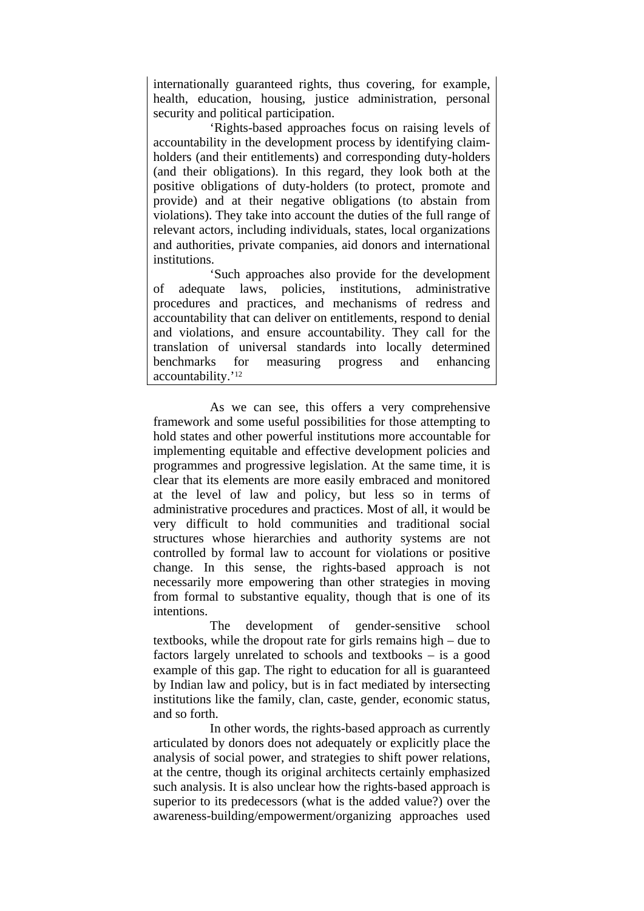internationally guaranteed rights, thus covering, for example, health, education, housing, justice administration, personal security and political participation.

'Rights-based approaches focus on raising levels of accountability in the development process by identifying claim-holders (and their entitlements) and corresponding duty-holders (and their obligations). In this regard, they look both at the positive obligations of duty-holders (to protect, promote and provide) and at their negative obligations (to abstain from violations). They take into account the duties of the full range of relevant actors, including individuals, states, local organizations and authorities, private companies, aid donors and international institutions.

'Such approaches also provide for the development of adequate laws, policies, institutions, administrative procedures and practices, and mechanisms of redress and accountability that can deliver on entitlements, respond to denial and violations, and ensure accountability. They call for the translation of universal standards into locally determined benchmarks for measuring progress and enhancing accountability.'[12]

As we can see, this offers a very comprehensive framework and some useful possibilities for those attempting to hold states and other powerful institutions more accountable for implementing equitable and effective development policies and programmes and progressive legislation. At the same time, it is clear that its elements are more easily embraced and monitored at the level of law and policy, but less so in terms of administrative procedures and practices. Most of all, it would be very difficult to hold communities and traditional social structures whose hierarchies and authority systems are not controlled by formal law to account for violations or positive change. In this sense, the rights-based approach is not necessarily more empowering than other strategies in moving from formal to substantive equality, though that is one of its intentions.

The development of gender-sensitive school textbooks, while the dropout rate for girls remains high – due to factors largely unrelated to schools and textbooks – is a good example of this gap. The right to education for all is guaranteed by Indian law and policy, but is in fact mediated by intersecting institutions like the family, clan, caste, gender, economic status, and so forth.

In other words, the rights-based approach as currently articulated by donors does not adequately or explicitly place the analysis of social power, and strategies to shift power relations, at the centre, though its original architects certainly emphasized such analysis. It is also unclear how the rights-based approach is superior to its predecessors (what is the added value?) over the awareness-building/empowerment/organizing approaches used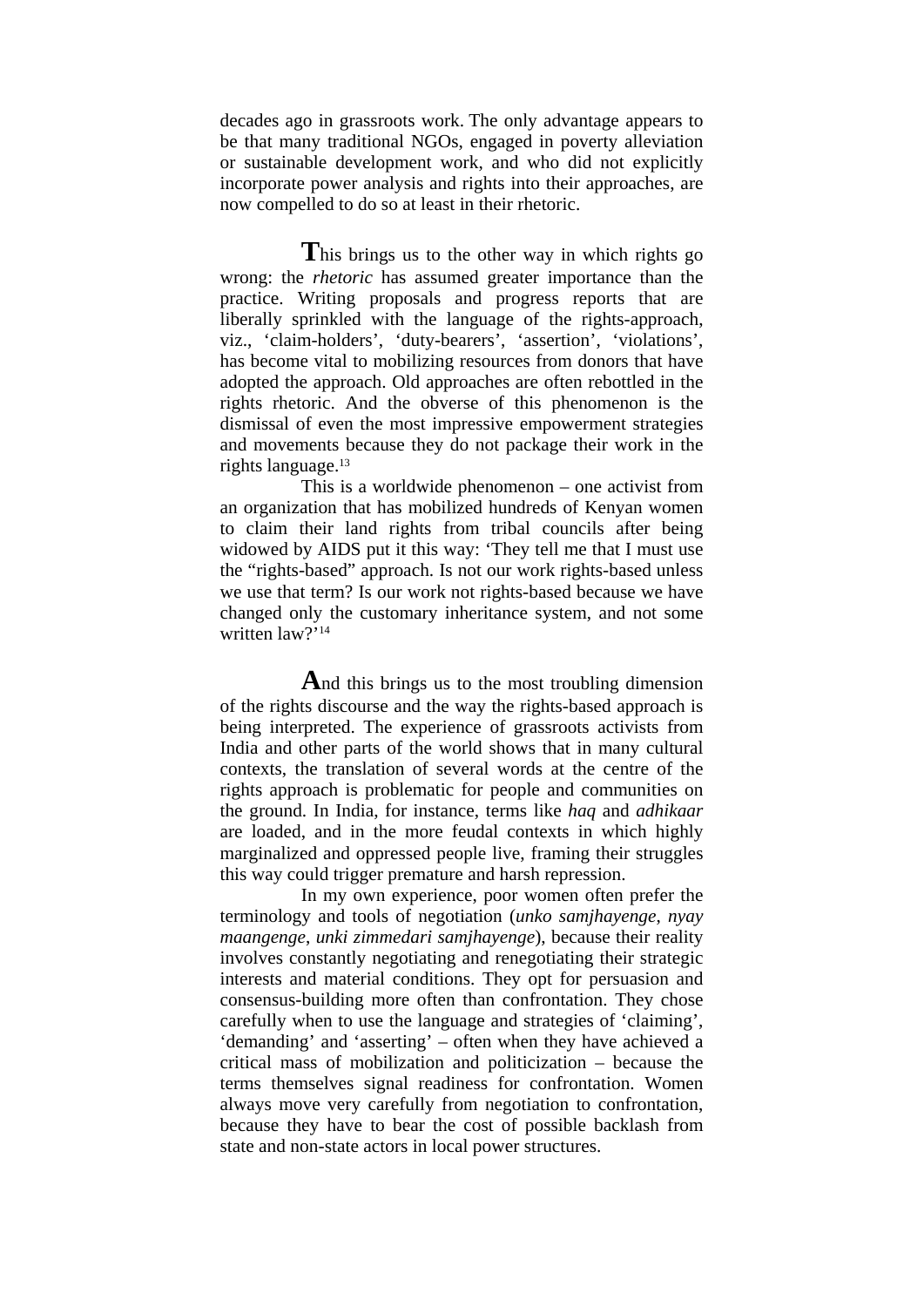decades ago in grassroots work. The only advantage appears to be that many traditional NGOs, engaged in poverty alleviation or sustainable development work, and who did not explicitly incorporate power analysis and rights into their approaches, are now compelled to do so at least in their rhetoric.

This brings us to the other way in which rights go wrong: the *rhetoric* has assumed greater importance than the practice. Writing proposals and progress reports that are liberally sprinkled with the language of the rights-approach, viz., 'claim-holders', 'duty-bearers', 'assertion', 'violations', has become vital to mobilizing resources from donors that have adopted the approach. Old approaches are often rebottled in the rights rhetoric. And the obverse of this phenomenon is the dismissal of even the most impressive empowerment strategies and movements because they do not package their work in the rights language.[13]

This is a worldwide phenomenon – one activist from an organization that has mobilized hundreds of Kenyan women to claim their land rights from tribal councils after being widowed by AIDS put it this way: 'They tell me that I must use the "rights-based" approach. Is not our work rights-based unless we use that term? Is our work not rights-based because we have changed only the customary inheritance system, and not some written law?'[14]

And this brings us to the most troubling dimension of the rights discourse and the way the rights-based approach is being interpreted. The experience of grassroots activists from India and other parts of the world shows that in many cultural contexts, the translation of several words at the centre of the rights approach is problematic for people and communities on the ground. In India, for instance, terms like *haq* and *adhikaar* are loaded, and in the more feudal contexts in which highly marginalized and oppressed people live, framing their struggles this way could trigger premature and harsh repression.

In my own experience, poor women often prefer the terminology and tools of negotiation (*unko samjhayenge*, *nyay maangenge*, *unki zimmedari samjhayenge*), because their reality involves constantly negotiating and renegotiating their strategic interests and material conditions. They opt for persuasion and consensus-building more often than confrontation. They chose carefully when to use the language and strategies of 'claiming', 'demanding' and 'asserting' – often when they have achieved a critical mass of mobilization and politicization – because the terms themselves signal readiness for confrontation. Women always move very carefully from negotiation to confrontation, because they have to bear the cost of possible backlash from state and non-state actors in local power structures.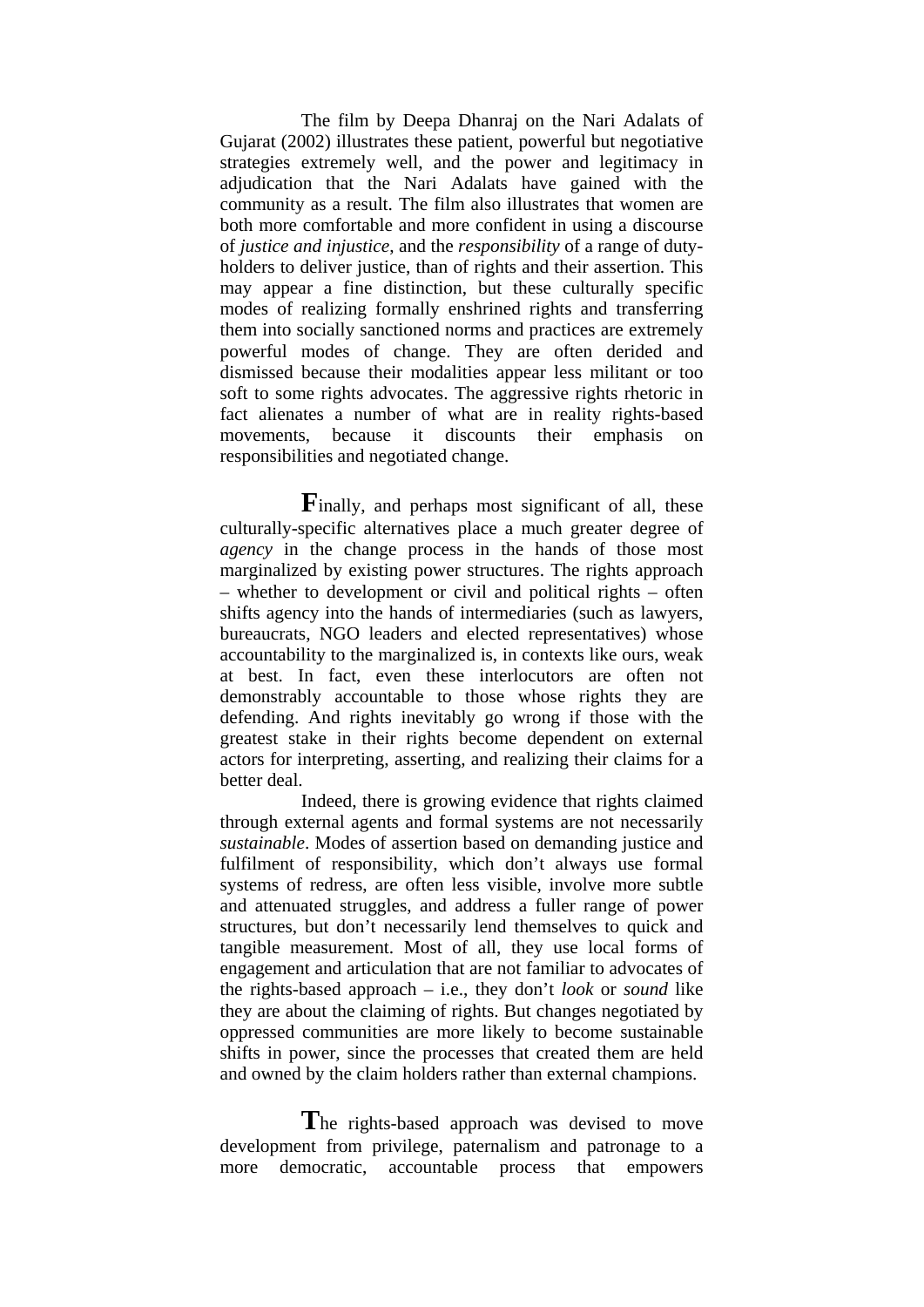The film by Deepa Dhanraj on the Nari Adalats of Gujarat (2002) illustrates these patient, powerful but negotiative strategies extremely well, and the power and legitimacy in adjudication that the Nari Adalats have gained with the community as a result. The film also illustrates that women are both more comfortable and more confident in using a discourse of *justice and injustice*, and the *responsibility* of a range of duty-holders to deliver justice, than of rights and their assertion. This may appear a fine distinction, but these culturally specific modes of realizing formally enshrined rights and transferring them into socially sanctioned norms and practices are extremely powerful modes of change. They are often derided and dismissed because their modalities appear less militant or too soft to some rights advocates. The aggressive rights rhetoric in fact alienates a number of what are in reality rights-based movements, because it discounts their emphasis on responsibilities and negotiated change.

**F**inally, and perhaps most significant of all, these culturally-specific alternatives place a much greater degree of *agency* in the change process in the hands of those most marginalized by existing power structures. The rights approach – whether to development or civil and political rights – often shifts agency into the hands of intermediaries (such as lawyers, bureaucrats, NGO leaders and elected representatives) whose accountability to the marginalized is, in contexts like ours, weak at best. In fact, even these interlocutors are often not demonstrably accountable to those whose rights they are defending. And rights inevitably go wrong if those with the greatest stake in their rights become dependent on external actors for interpreting, asserting, and realizing their claims for a better deal.

Indeed, there is growing evidence that rights claimed through external agents and formal systems are not necessarily *sustainable*. Modes of assertion based on demanding justice and fulfilment of responsibility, which don't always use formal systems of redress, are often less visible, involve more subtle and attenuated struggles, and address a fuller range of power structures, but don't necessarily lend themselves to quick and tangible measurement. Most of all, they use local forms of engagement and articulation that are not familiar to advocates of the rights-based approach – i.e., they don't *look* or *sound* like they are about the claiming of rights. But changes negotiated by oppressed communities are more likely to become sustainable shifts in power, since the processes that created them are held and owned by the claim holders rather than external champions.

**T**he rights-based approach was devised to move development from privilege, paternalism and patronage to a more democratic, accountable process that empowers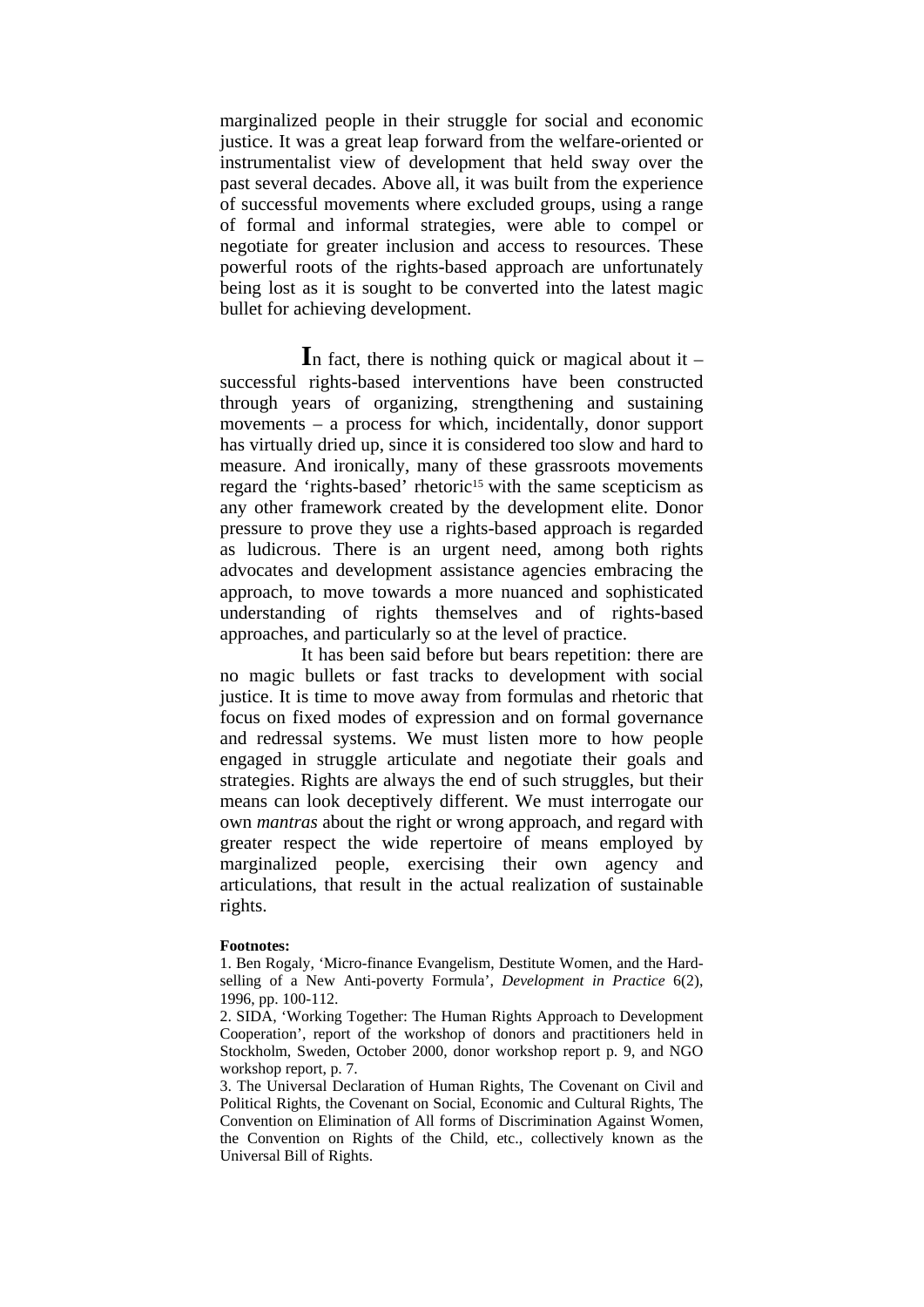marginalized people in their struggle for social and economic justice. It was a great leap forward from the welfare-oriented or instrumentalist view of development that held sway over the past several decades. Above all, it was built from the experience of successful movements where excluded groups, using a range of formal and informal strategies, were able to compel or negotiate for greater inclusion and access to resources. These powerful roots of the rights-based approach are unfortunately being lost as it is sought to be converted into the latest magic bullet for achieving development.

**I**n fact, there is nothing quick or magical about it – successful rights-based interventions have been constructed through years of organizing, strengthening and sustaining movements – a process for which, incidentally, donor support has virtually dried up, since it is considered too slow and hard to measure. And ironically, many of these grassroots movements regard the 'rights-based' rhetoric[15] with the same scepticism as any other framework created by the development elite. Donor pressure to prove they use a rights-based approach is regarded as ludicrous. There is an urgent need, among both rights advocates and development assistance agencies embracing the approach, to move towards a more nuanced and sophisticated understanding of rights themselves and of rights-based approaches, and particularly so at the level of practice.

It has been said before but bears repetition: there are no magic bullets or fast tracks to development with social justice. It is time to move away from formulas and rhetoric that focus on fixed modes of expression and on formal governance and redressal systems. We must listen more to how people engaged in struggle articulate and negotiate their goals and strategies. Rights are always the end of such struggles, but their means can look deceptively different. We must interrogate our own *mantras* about the right or wrong approach, and regard with greater respect the wide repertoire of means employed by marginalized people, exercising their own agency and articulations, that result in the actual realization of sustainable rights.

**Footnotes:**

1. Ben Rogaly, 'Micro-finance Evangelism, Destitute Women, and the Hard-selling of a New Anti-poverty Formula', *Development in Practice* 6(2), 1996, pp. 100-112.
2. SIDA, 'Working Together: The Human Rights Approach to Development Cooperation', report of the workshop of donors and practitioners held in Stockholm, Sweden, October 2000, donor workshop report p. 9, and NGO workshop report, p. 7.
3. The Universal Declaration of Human Rights, The Covenant on Civil and Political Rights, the Covenant on Social, Economic and Cultural Rights, The Convention on Elimination of All forms of Discrimination Against Women, the Convention on Rights of the Child, etc., collectively known as the Universal Bill of Rights.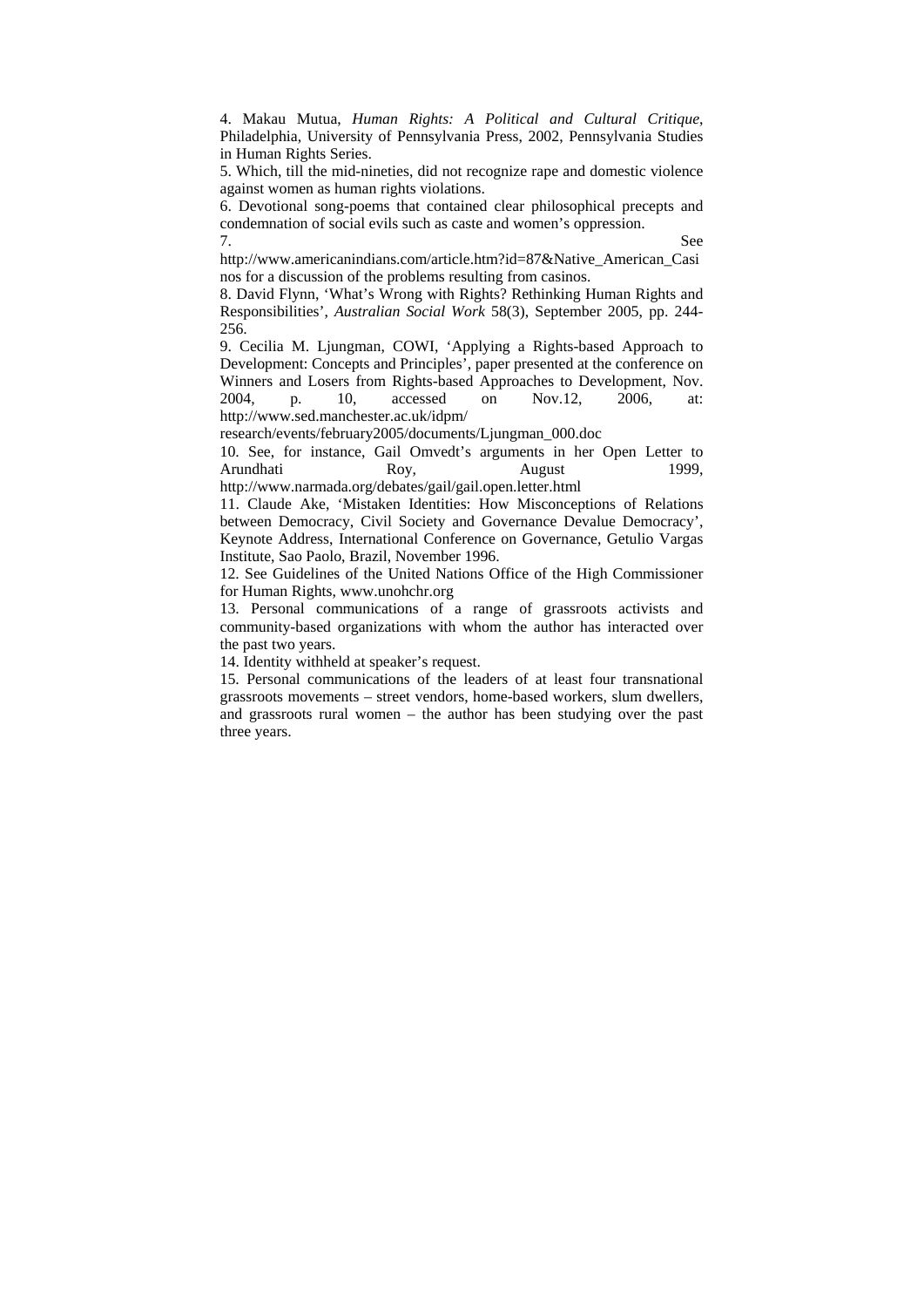4. Makau Mutua, *Human Rights: A Political and Cultural Critique*, Philadelphia, University of Pennsylvania Press, 2002, Pennsylvania Studies in Human Rights Series.

5. Which, till the mid-nineties, did not recognize rape and domestic violence against women as human rights violations.

6. Devotional song-poems that contained clear philosophical precepts and condemnation of social evils such as caste and women's oppression.

7. See http://www.americanindians.com/article.htm?id=87&Native_American_Casinos for a discussion of the problems resulting from casinos.

8. David Flynn, 'What's Wrong with Rights? Rethinking Human Rights and Responsibilities', *Australian Social Work* 58(3), September 2005, pp. 244-256.

9. Cecilia M. Ljungman, COWI, 'Applying a Rights-based Approach to Development: Concepts and Principles', paper presented at the conference on Winners and Losers from Rights-based Approaches to Development, Nov. 2004, p. 10, accessed on Nov.12, 2006, at: http://www.sed.manchester.ac.uk/idpm/research/events/february2005/documents/Ljungman_000.doc

10. See, for instance, Gail Omvedt's arguments in her Open Letter to Arundhati Roy, August 1999, http://www.narmada.org/debates/gail/gail.open.letter.html

11. Claude Ake, 'Mistaken Identities: How Misconceptions of Relations between Democracy, Civil Society and Governance Devalue Democracy', Keynote Address, International Conference on Governance, Getulio Vargas Institute, Sao Paolo, Brazil, November 1996.

12. See Guidelines of the United Nations Office of the High Commissioner for Human Rights, www.unohchr.org

13. Personal communications of a range of grassroots activists and community-based organizations with whom the author has interacted over the past two years.

14. Identity withheld at speaker's request.

15. Personal communications of the leaders of at least four transnational grassroots movements – street vendors, home-based workers, slum dwellers, and grassroots rural women – the author has been studying over the past three years.